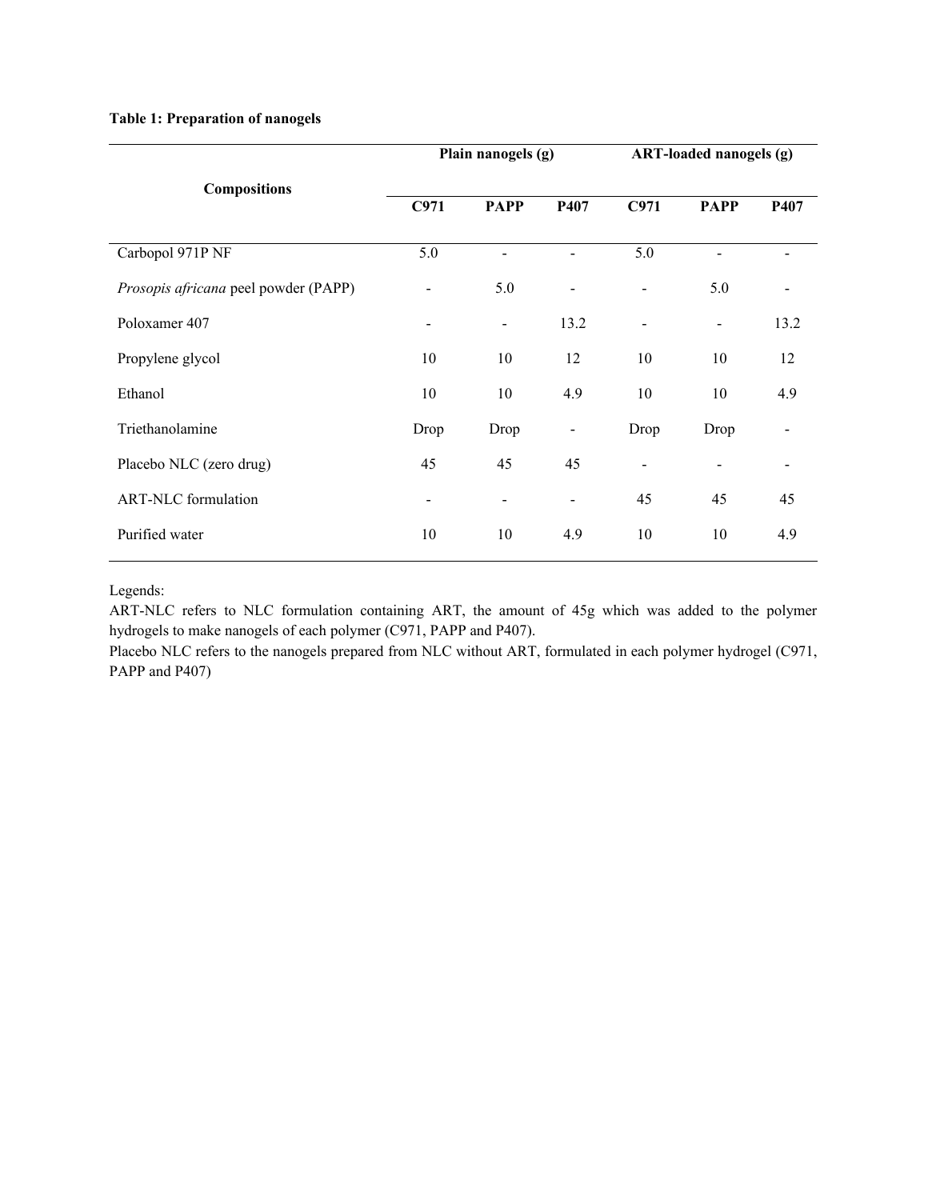**Table 1: Preparation of nanogels**

| Compositions | Plain nanogels (g) | | | ART-loaded nanogels (g) | | |
|---|---|---|---|---|---|---|
| | C971 | PAPP | P407 | C971 | PAPP | P407 |
| Carbopol 971P NF | 5.0 | - | - | 5.0 | - | - |
| *Prosopis africana* peel powder (PAPP) | - | 5.0 | - | - | 5.0 | - |
| Poloxamer 407 | - | - | 13.2 | - | - | 13.2 |
| Propylene glycol | 10 | 10 | 12 | 10 | 10 | 12 |
| Ethanol | 10 | 10 | 4.9 | 10 | 10 | 4.9 |
| Triethanolamine | Drop | Drop | - | Drop | Drop | - |
| Placebo NLC (zero drug) | 45 | 45 | 45 | - | - | - |
| ART-NLC formulation | - | - | - | 45 | 45 | 45 |
| Purified water | 10 | 10 | 4.9 | 10 | 10 | 4.9 |

Legends:

ART-NLC refers to NLC formulation containing ART, the amount of 45g which was added to the polymer hydrogels to make nanogels of each polymer (C971, PAPP and P407).

Placebo NLC refers to the nanogels prepared from NLC without ART, formulated in each polymer hydrogel (C971, PAPP and P407)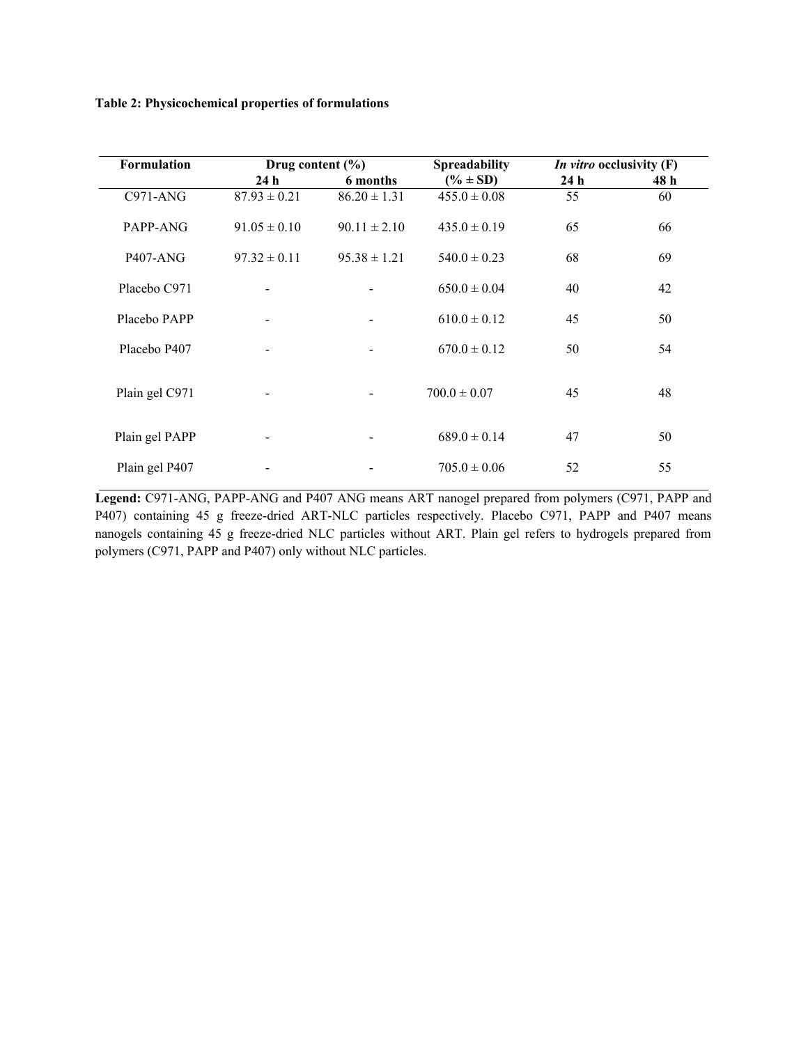**Table 2: Physicochemical properties of formulations**

| Formulation | Drug content (%) | | Spreadability | *In vitro* occlusivity (F) | |
|---|---|---|---|---|---|
| | 24 h | 6 months | (% ± SD) | 24 h | 48 h |
| C971-ANG | 87.93 ± 0.21 | 86.20 ± 1.31 | 455.0 ± 0.08 | 55 | 60 |
| PAPP-ANG | 91.05 ± 0.10 | 90.11 ± 2.10 | 435.0 ± 0.19 | 65 | 66 |
| P407-ANG | 97.32 ± 0.11 | 95.38 ± 1.21 | 540.0 ± 0.23 | 68 | 69 |
| Placebo C971 | - | - | 650.0 ± 0.04 | 40 | 42 |
| Placebo PAPP | - | - | 610.0 ± 0.12 | 45 | 50 |
| Placebo P407 | - | - | 670.0 ± 0.12 | 50 | 54 |
| Plain gel C971 | - | - | 700.0 ± 0.07 | 45 | 48 |
| Plain gel PAPP | - | - | 689.0 ± 0.14 | 47 | 50 |
| Plain gel P407 | - | - | 705.0 ± 0.06 | 52 | 55 |

**Legend:** C971-ANG, PAPP-ANG and P407 ANG means ART nanogel prepared from polymers (C971, PAPP and P407) containing 45 g freeze-dried ART-NLC particles respectively. Placebo C971, PAPP and P407 means nanogels containing 45 g freeze-dried NLC particles without ART. Plain gel refers to hydrogels prepared from polymers (C971, PAPP and P407) only without NLC particles.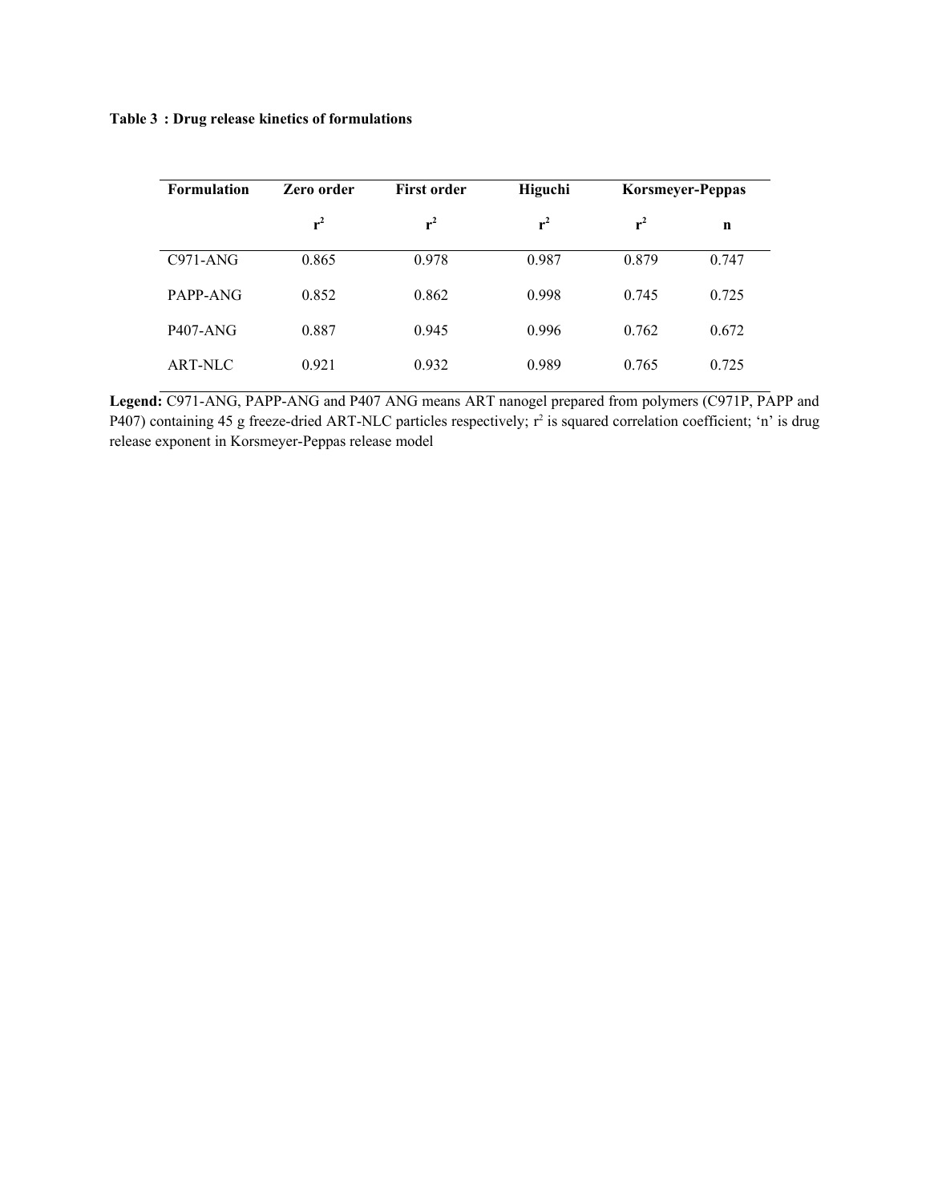**Table 3 : Drug release kinetics of formulations**

| Formulation | Zero order | First order | Higuchi | Korsmeyer-Peppas | |
|---|---|---|---|---|---|
| | $r^2$ | $r^2$ | $r^2$ | $r^2$ | n |
| C971-ANG | 0.865 | 0.978 | 0.987 | 0.879 | 0.747 |
| PAPP-ANG | 0.852 | 0.862 | 0.998 | 0.745 | 0.725 |
| P407-ANG | 0.887 | 0.945 | 0.996 | 0.762 | 0.672 |
| ART-NLC | 0.921 | 0.932 | 0.989 | 0.765 | 0.725 |

**Legend:** C971-ANG, PAPP-ANG and P407 ANG means ART nanogel prepared from polymers (C971P, PAPP and P407) containing 45 g freeze-dried ART-NLC particles respectively; $r^2$ is squared correlation coefficient; 'n' is drug release exponent in Korsmeyer-Peppas release model